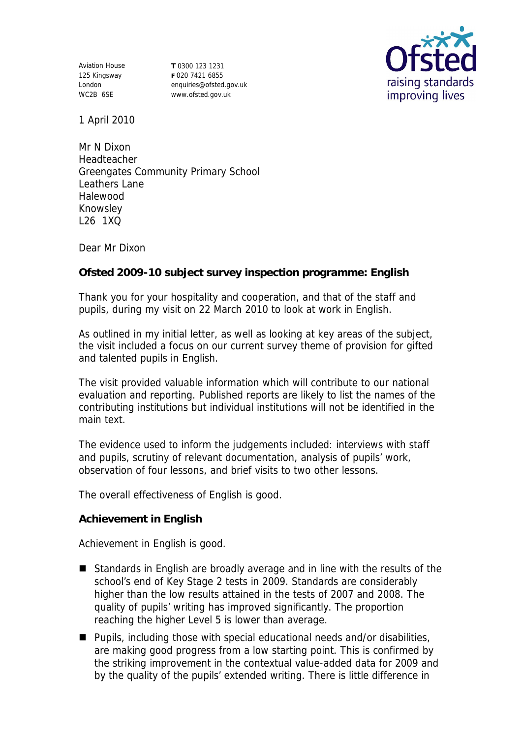Aviation House
125 Kingsway
London
WC2B 6SE

**T** 0300 123 1231
**F** 020 7421 6855
enquiries@ofsted.gov.uk
www.ofsted.gov.uk

1 April 2010

Mr N Dixon
Headteacher
Greengates Community Primary School
Leathers Lane
Halewood
Knowsley
L26 1XQ

Dear Mr Dixon

**Ofsted 2009-10 subject survey inspection programme: English**

Thank you for your hospitality and cooperation, and that of the staff and pupils, during my visit on 22 March 2010 to look at work in English.

As outlined in my initial letter, as well as looking at key areas of the subject, the visit included a focus on our current survey theme of provision for gifted and talented pupils in English.

The visit provided valuable information which will contribute to our national evaluation and reporting. Published reports are likely to list the names of the contributing institutions but individual institutions will not be identified in the main text.

The evidence used to inform the judgements included: interviews with staff and pupils, scrutiny of relevant documentation, analysis of pupils' work, observation of four lessons, and brief visits to two other lessons.

The overall effectiveness of English is good.

**Achievement in English**

Achievement in English is good.

- Standards in English are broadly average and in line with the results of the school's end of Key Stage 2 tests in 2009. Standards are considerably higher than the low results attained in the tests of 2007 and 2008. The quality of pupils' writing has improved significantly. The proportion reaching the higher Level 5 is lower than average.
- Pupils, including those with special educational needs and/or disabilities, are making good progress from a low starting point. This is confirmed by the striking improvement in the contextual value-added data for 2009 and by the quality of the pupils' extended writing. There is little difference in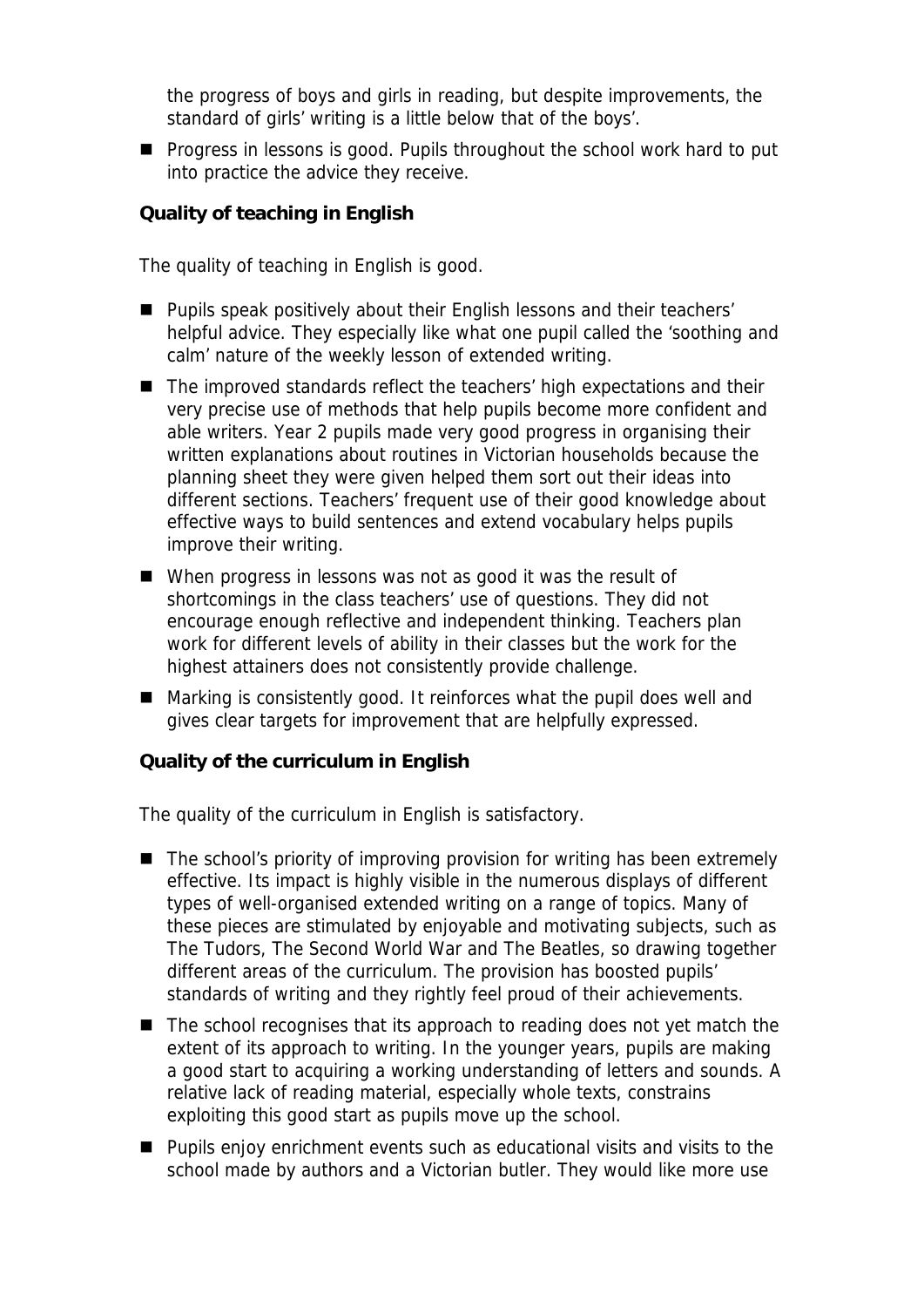the progress of boys and girls in reading, but despite improvements, the standard of girls' writing is a little below that of the boys'.

- Progress in lessons is good. Pupils throughout the school work hard to put into practice the advice they receive.

**Quality of teaching in English**

The quality of teaching in English is good.

- Pupils speak positively about their English lessons and their teachers' helpful advice. They especially like what one pupil called the 'soothing and calm' nature of the weekly lesson of extended writing.
- The improved standards reflect the teachers' high expectations and their very precise use of methods that help pupils become more confident and able writers. Year 2 pupils made very good progress in organising their written explanations about routines in Victorian households because the planning sheet they were given helped them sort out their ideas into different sections. Teachers' frequent use of their good knowledge about effective ways to build sentences and extend vocabulary helps pupils improve their writing.
- When progress in lessons was not as good it was the result of shortcomings in the class teachers' use of questions. They did not encourage enough reflective and independent thinking. Teachers plan work for different levels of ability in their classes but the work for the highest attainers does not consistently provide challenge.
- Marking is consistently good. It reinforces what the pupil does well and gives clear targets for improvement that are helpfully expressed.

**Quality of the curriculum in English**

The quality of the curriculum in English is satisfactory.

- The school's priority of improving provision for writing has been extremely effective. Its impact is highly visible in the numerous displays of different types of well-organised extended writing on a range of topics. Many of these pieces are stimulated by enjoyable and motivating subjects, such as The Tudors, The Second World War and The Beatles, so drawing together different areas of the curriculum. The provision has boosted pupils' standards of writing and they rightly feel proud of their achievements.
- The school recognises that its approach to reading does not yet match the extent of its approach to writing. In the younger years, pupils are making a good start to acquiring a working understanding of letters and sounds. A relative lack of reading material, especially whole texts, constrains exploiting this good start as pupils move up the school.
- Pupils enjoy enrichment events such as educational visits and visits to the school made by authors and a Victorian butler. They would like more use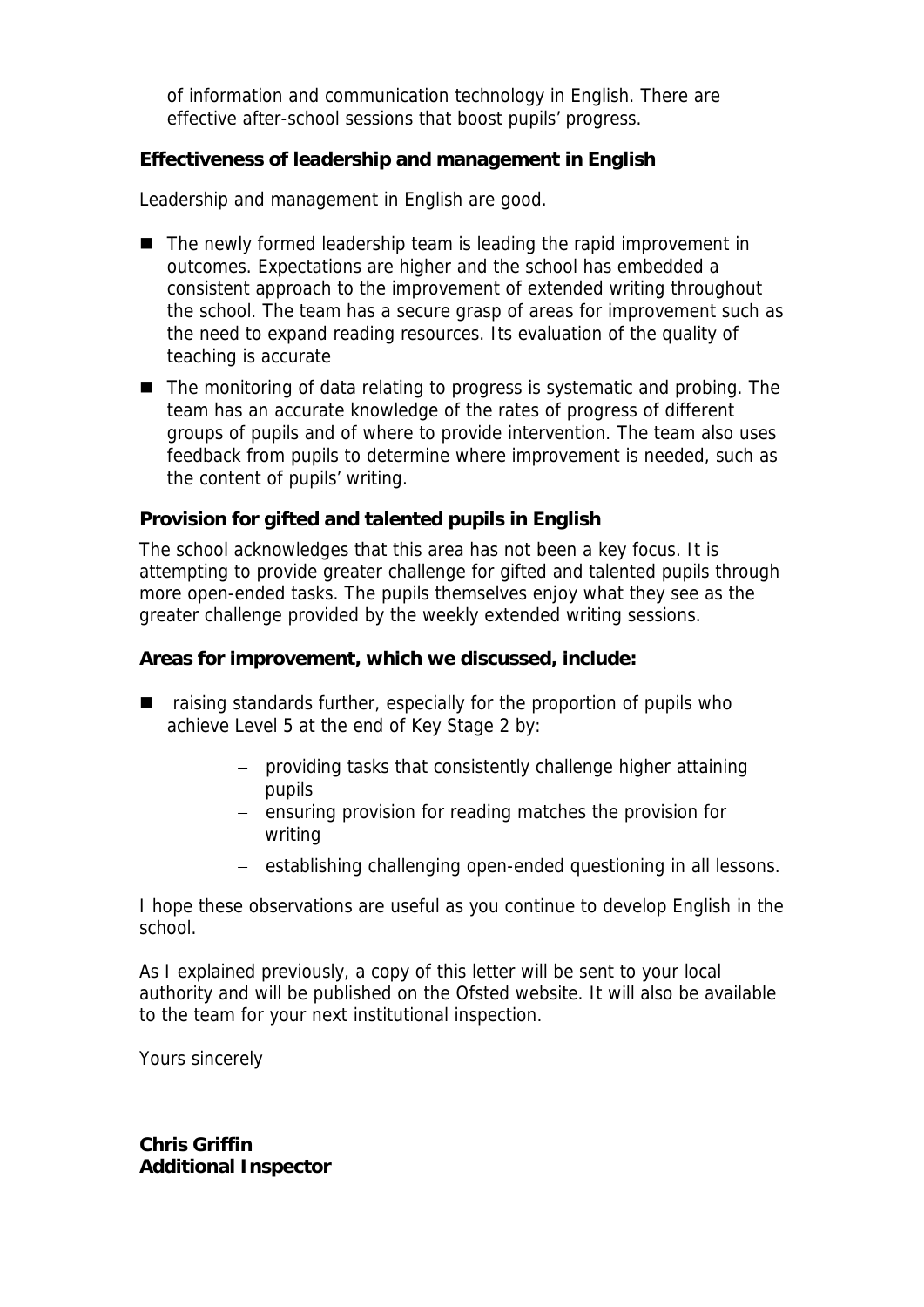of information and communication technology in English. There are effective after-school sessions that boost pupils' progress.

**Effectiveness of leadership and management in English**

Leadership and management in English are good.

- The newly formed leadership team is leading the rapid improvement in outcomes. Expectations are higher and the school has embedded a consistent approach to the improvement of extended writing throughout the school. The team has a secure grasp of areas for improvement such as the need to expand reading resources. Its evaluation of the quality of teaching is accurate
- The monitoring of data relating to progress is systematic and probing. The team has an accurate knowledge of the rates of progress of different groups of pupils and of where to provide intervention. The team also uses feedback from pupils to determine where improvement is needed, such as the content of pupils' writing.

**Provision for gifted and talented pupils in English**

The school acknowledges that this area has not been a key focus. It is attempting to provide greater challenge for gifted and talented pupils through more open-ended tasks. The pupils themselves enjoy what they see as the greater challenge provided by the weekly extended writing sessions.

**Areas for improvement, which we discussed, include:**

- raising standards further, especially for the proportion of pupils who achieve Level 5 at the end of Key Stage 2 by:
  - providing tasks that consistently challenge higher attaining pupils
  - ensuring provision for reading matches the provision for writing
  - establishing challenging open-ended questioning in all lessons.

I hope these observations are useful as you continue to develop English in the school.

As I explained previously, a copy of this letter will be sent to your local authority and will be published on the Ofsted website. It will also be available to the team for your next institutional inspection.

Yours sincerely

**Chris Griffin**
**Additional Inspector**